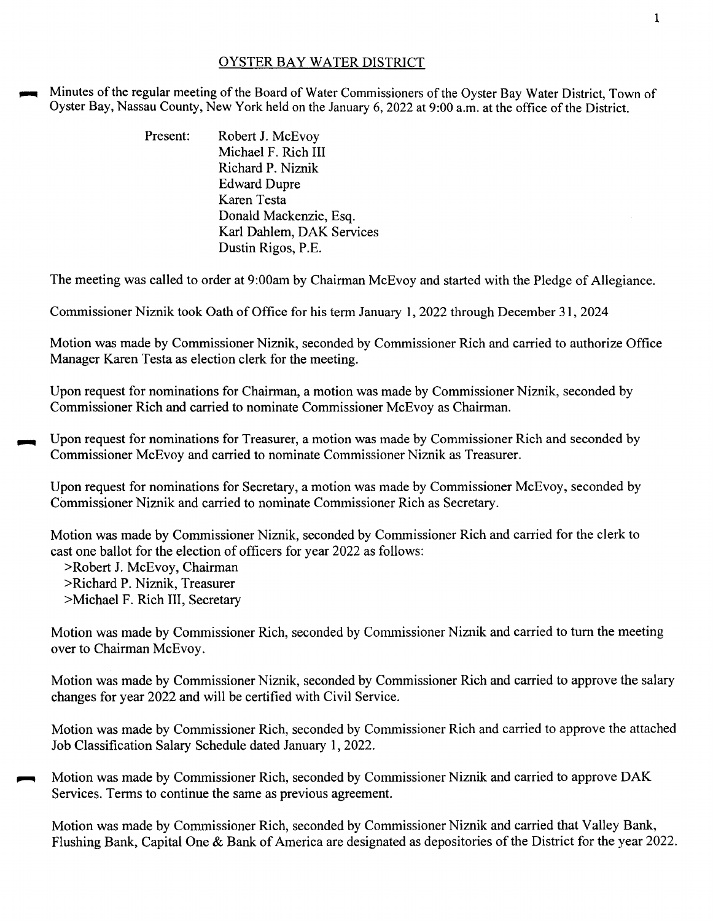# OYSTER BAY WATER DISTRICT

Minutes of the regular meeting of the Board of Water Commissioners of the Oyster Bay Water District, Town of Oyster Bay, Nassau County, New York held on the January 6, 2022 at 9:00 a.m. at the office of the District.

Present: Robert J. McEvoy
Michael F. Rich III
Richard P. Niznik
Edward Dupre
Karen Testa
Donald Mackenzie, Esq.
Karl Dahlem, DAK Services
Dustin Rigos, P.E.

The meeting was called to order at 9:00am by Chairman McEvoy and started with the Pledge of Allegiance.

Commissioner Niznik took Oath of Office for his term January 1, 2022 through December 31, 2024

Motion was made by Commissioner Niznik, seconded by Commissioner Rich and carried to authorize Office Manager Karen Testa as election clerk for the meeting.

Upon request for nominations for Chairman, a motion was made by Commissioner Niznik, seconded by Commissioner Rich and carried to nominate Commissioner McEvoy as Chairman.

Upon request for nominations for Treasurer, a motion was made by Commissioner Rich and seconded by Commissioner McEvoy and carried to nominate Commissioner Niznik as Treasurer.

Upon request for nominations for Secretary, a motion was made by Commissioner McEvoy, seconded by Commissioner Niznik and carried to nominate Commissioner Rich as Secretary.

Motion was made by Commissioner Niznik, seconded by Commissioner Rich and carried for the clerk to cast one ballot for the election of officers for year 2022 as follows:

>Robert J. McEvoy, Chairman
>Richard P. Niznik, Treasurer
>Michael F. Rich III, Secretary

Motion was made by Commissioner Rich, seconded by Commissioner Niznik and carried to turn the meeting over to Chairman McEvoy.

Motion was made by Commissioner Niznik, seconded by Commissioner Rich and carried to approve the salary changes for year 2022 and will be certified with Civil Service.

Motion was made by Commissioner Rich, seconded by Commissioner Rich and carried to approve the attached Job Classification Salary Schedule dated January 1, 2022.

Motion was made by Commissioner Rich, seconded by Commissioner Niznik and carried to approve DAK Services. Terms to continue the same as previous agreement.

Motion was made by Commissioner Rich, seconded by Commissioner Niznik and carried that Valley Bank, Flushing Bank, Capital One & Bank of America are designated as depositories of the District for the year 2022.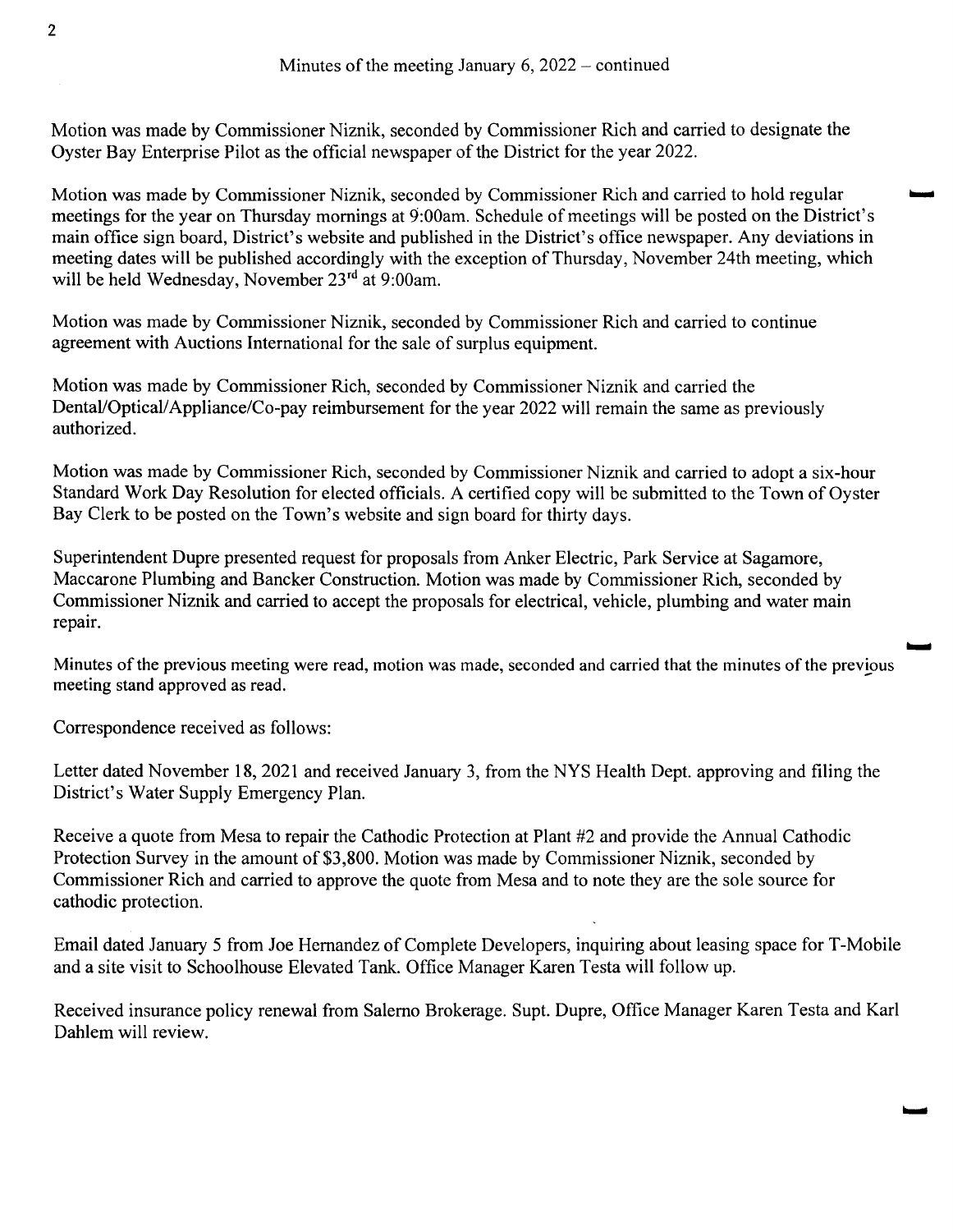Minutes of the meeting January 6, 2022 – continued

Motion was made by Commissioner Niznik, seconded by Commissioner Rich and carried to designate the Oyster Bay Enterprise Pilot as the official newspaper of the District for the year 2022.

Motion was made by Commissioner Niznik, seconded by Commissioner Rich and carried to hold regular meetings for the year on Thursday mornings at 9:00am. Schedule of meetings will be posted on the District's main office sign board, District's website and published in the District's office newspaper. Any deviations in meeting dates will be published accordingly with the exception of Thursday, November 24th meeting, which will be held Wednesday, November 23rd at 9:00am.

Motion was made by Commissioner Niznik, seconded by Commissioner Rich and carried to continue agreement with Auctions International for the sale of surplus equipment.

Motion was made by Commissioner Rich, seconded by Commissioner Niznik and carried the Dental/Optical/Appliance/Co-pay reimbursement for the year 2022 will remain the same as previously authorized.

Motion was made by Commissioner Rich, seconded by Commissioner Niznik and carried to adopt a six-hour Standard Work Day Resolution for elected officials. A certified copy will be submitted to the Town of Oyster Bay Clerk to be posted on the Town's website and sign board for thirty days.

Superintendent Dupre presented request for proposals from Anker Electric, Park Service at Sagamore, Maccarone Plumbing and Bancker Construction. Motion was made by Commissioner Rich, seconded by Commissioner Niznik and carried to accept the proposals for electrical, vehicle, plumbing and water main repair.

Minutes of the previous meeting were read, motion was made, seconded and carried that the minutes of the previous meeting stand approved as read.

Correspondence received as follows:

Letter dated November 18, 2021 and received January 3, from the NYS Health Dept. approving and filing the District's Water Supply Emergency Plan.

Receive a quote from Mesa to repair the Cathodic Protection at Plant #2 and provide the Annual Cathodic Protection Survey in the amount of $3,800. Motion was made by Commissioner Niznik, seconded by Commissioner Rich and carried to approve the quote from Mesa and to note they are the sole source for cathodic protection.

Email dated January 5 from Joe Hernandez of Complete Developers, inquiring about leasing space for T-Mobile and a site visit to Schoolhouse Elevated Tank. Office Manager Karen Testa will follow up.

Received insurance policy renewal from Salerno Brokerage. Supt. Dupre, Office Manager Karen Testa and Karl Dahlem will review.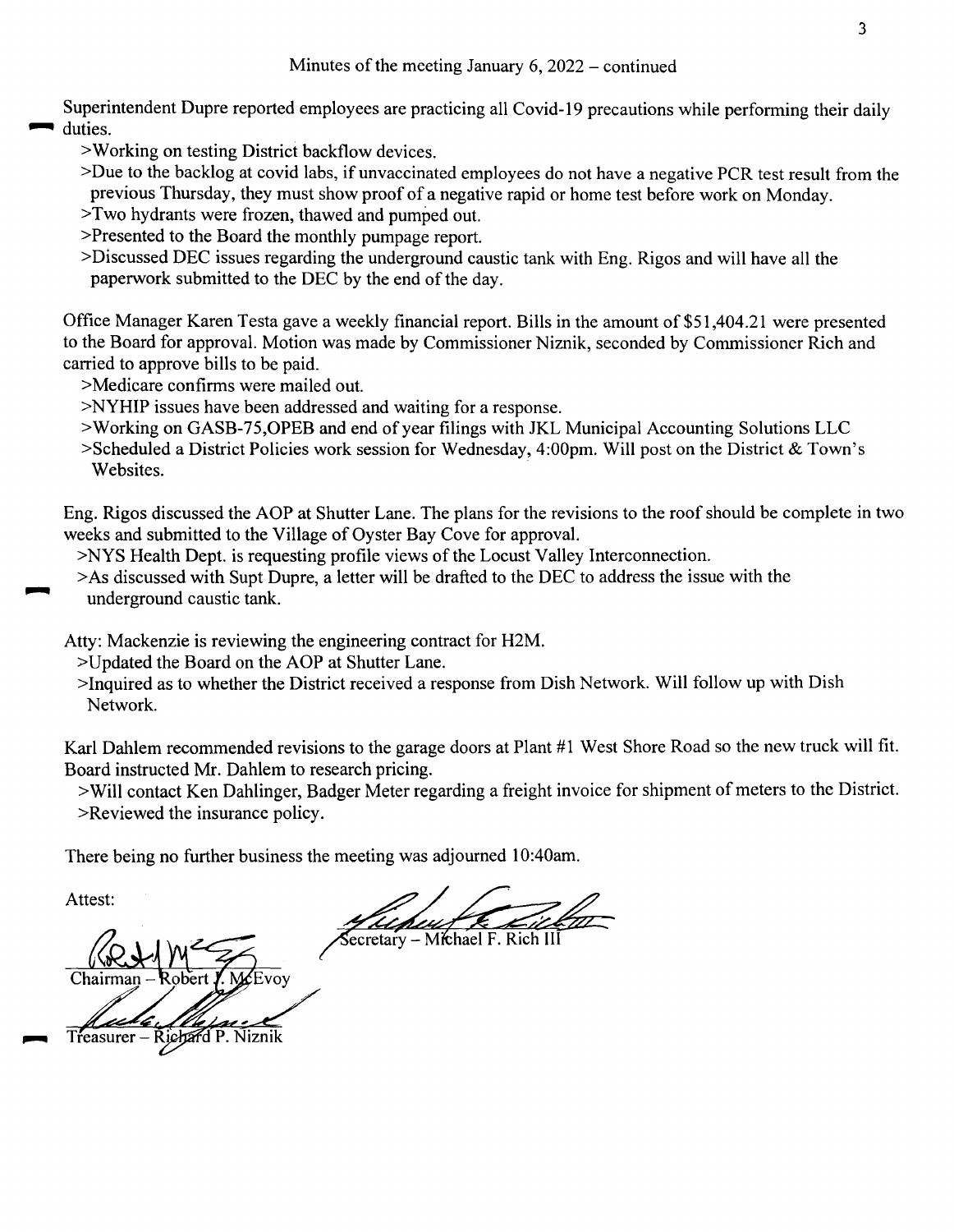Minutes of the meeting January 6, 2022 – continued

Superintendent Dupre reported employees are practicing all Covid-19 precautions while performing their daily duties.

>Working on testing District backflow devices.

>Due to the backlog at covid labs, if unvaccinated employees do not have a negative PCR test result from the previous Thursday, they must show proof of a negative rapid or home test before work on Monday.

>Two hydrants were frozen, thawed and pumped out.

>Presented to the Board the monthly pumpage report.

>Discussed DEC issues regarding the underground caustic tank with Eng. Rigos and will have all the paperwork submitted to the DEC by the end of the day.

Office Manager Karen Testa gave a weekly financial report. Bills in the amount of $51,404.21 were presented to the Board for approval. Motion was made by Commissioner Niznik, seconded by Commissioner Rich and carried to approve bills to be paid.

>Medicare confirms were mailed out.

>NYHIP issues have been addressed and waiting for a response.

>Working on GASB-75,OPEB and end of year filings with JKL Municipal Accounting Solutions LLC

>Scheduled a District Policies work session for Wednesday, 4:00pm. Will post on the District & Town's Websites.

Eng. Rigos discussed the AOP at Shutter Lane. The plans for the revisions to the roof should be complete in two weeks and submitted to the Village of Oyster Bay Cove for approval.

>NYS Health Dept. is requesting profile views of the Locust Valley Interconnection.

>As discussed with Supt Dupre, a letter will be drafted to the DEC to address the issue with the underground caustic tank.

Atty: Mackenzie is reviewing the engineering contract for H2M.

>Updated the Board on the AOP at Shutter Lane.

>Inquired as to whether the District received a response from Dish Network. Will follow up with Dish Network.

Karl Dahlem recommended revisions to the garage doors at Plant #1 West Shore Road so the new truck will fit. Board instructed Mr. Dahlem to research pricing.

>Will contact Ken Dahlinger, Badger Meter regarding a freight invoice for shipment of meters to the District.

>Reviewed the insurance policy.

There being no further business the meeting was adjourned 10:40am.

Attest:

Chairman – Robert J. McEvoy

Secretary – Michael F. Rich III

Treasurer – Richard P. Niznik